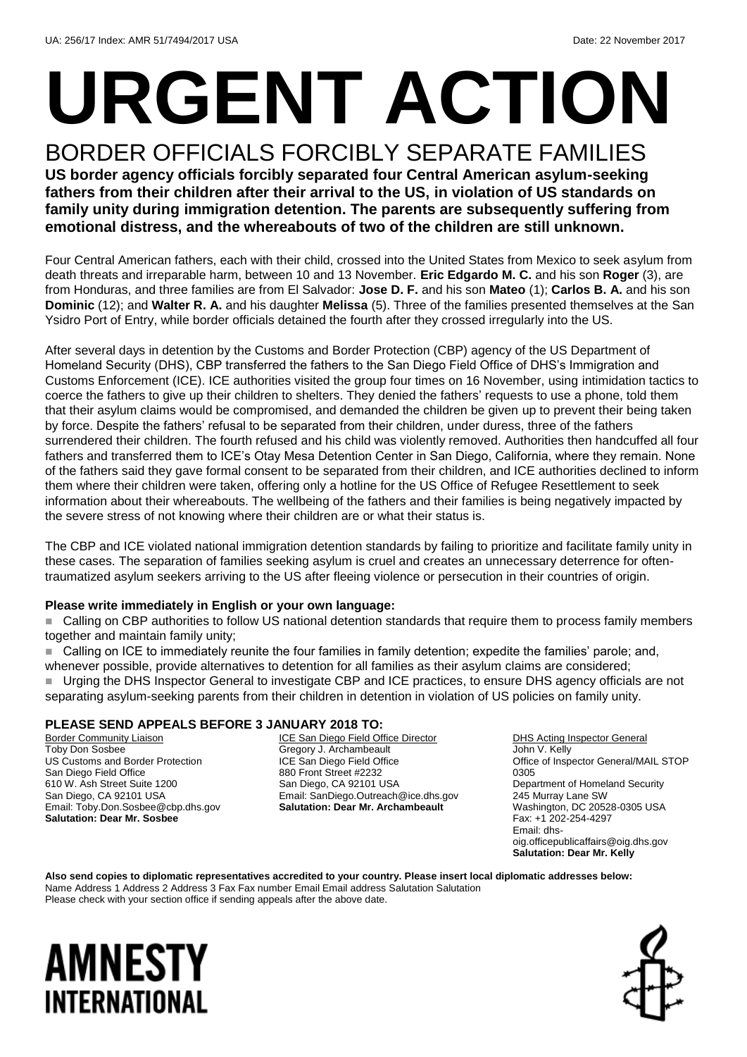UA: 256/17 Index: AMR 51/7494/2017 USA Date: 22 November 2017

# URGENT ACTION

## BORDER OFFICIALS FORCIBLY SEPARATE FAMILIES

**US border agency officials forcibly separated four Central American asylum-seeking fathers from their children after their arrival to the US, in violation of US standards on family unity during immigration detention. The parents are subsequently suffering from emotional distress, and the whereabouts of two of the children are still unknown.**

Four Central American fathers, each with their child, crossed into the United States from Mexico to seek asylum from death threats and irreparable harm, between 10 and 13 November. **Eric Edgardo M. C.** and his son **Roger** (3), are from Honduras, and three families are from El Salvador: **Jose D. F.** and his son **Mateo** (1); **Carlos B. A.** and his son **Dominic** (12); and **Walter R. A.** and his daughter **Melissa** (5). Three of the families presented themselves at the San Ysidro Port of Entry, while border officials detained the fourth after they crossed irregularly into the US.

After several days in detention by the Customs and Border Protection (CBP) agency of the US Department of Homeland Security (DHS), CBP transferred the fathers to the San Diego Field Office of DHS's Immigration and Customs Enforcement (ICE). ICE authorities visited the group four times on 16 November, using intimidation tactics to coerce the fathers to give up their children to shelters. They denied the fathers' requests to use a phone, told them that their asylum claims would be compromised, and demanded the children be given up to prevent their being taken by force. Despite the fathers' refusal to be separated from their children, under duress, three of the fathers surrendered their children. The fourth refused and his child was violently removed. Authorities then handcuffed all four fathers and transferred them to ICE's Otay Mesa Detention Center in San Diego, California, where they remain. None of the fathers said they gave formal consent to be separated from their children, and ICE authorities declined to inform them where their children were taken, offering only a hotline for the US Office of Refugee Resettlement to seek information about their whereabouts. The wellbeing of the fathers and their families is being negatively impacted by the severe stress of not knowing where their children are or what their status is.

The CBP and ICE violated national immigration detention standards by failing to prioritize and facilitate family unity in these cases. The separation of families seeking asylum is cruel and creates an unnecessary deterrence for often-traumatized asylum seekers arriving to the US after fleeing violence or persecution in their countries of origin.

**Please write immediately in English or your own language:**

- Calling on CBP authorities to follow US national detention standards that require them to process family members together and maintain family unity;
- Calling on ICE to immediately reunite the four families in family detention; expedite the families' parole; and, whenever possible, provide alternatives to detention for all families as their asylum claims are considered;
- Urging the DHS Inspector General to investigate CBP and ICE practices, to ensure DHS agency officials are not separating asylum-seeking parents from their children in detention in violation of US policies on family unity.

**PLEASE SEND APPEALS BEFORE 3 JANUARY 2018 TO:**

Border Community Liaison
Toby Don Sosbee
US Customs and Border Protection
San Diego Field Office
610 W. Ash Street Suite 1200
San Diego, CA 92101 USA
Email: Toby.Don.Sosbee@cbp.dhs.gov
**Salutation: Dear Mr. Sosbee**

ICE San Diego Field Office Director
Gregory J. Archambeault
ICE San Diego Field Office
880 Front Street #2232
San Diego, CA 92101 USA
Email: SanDiego.Outreach@ice.dhs.gov
**Salutation: Dear Mr. Archambeault**

DHS Acting Inspector General
John V. Kelly
Office of Inspector General/MAIL STOP 0305
Department of Homeland Security
245 Murray Lane SW
Washington, DC 20528-0305 USA
Fax: +1 202-254-4297
Email: dhs-oig.officepublicaffairs@oig.dhs.gov
**Salutation: Dear Mr. Kelly**

**Also send copies to diplomatic representatives accredited to your country. Please insert local diplomatic addresses below:**
Name Address 1 Address 2 Address 3 Fax Fax number Email Email address Salutation Salutation
Please check with your section office if sending appeals after the above date.

AMNESTY INTERNATIONAL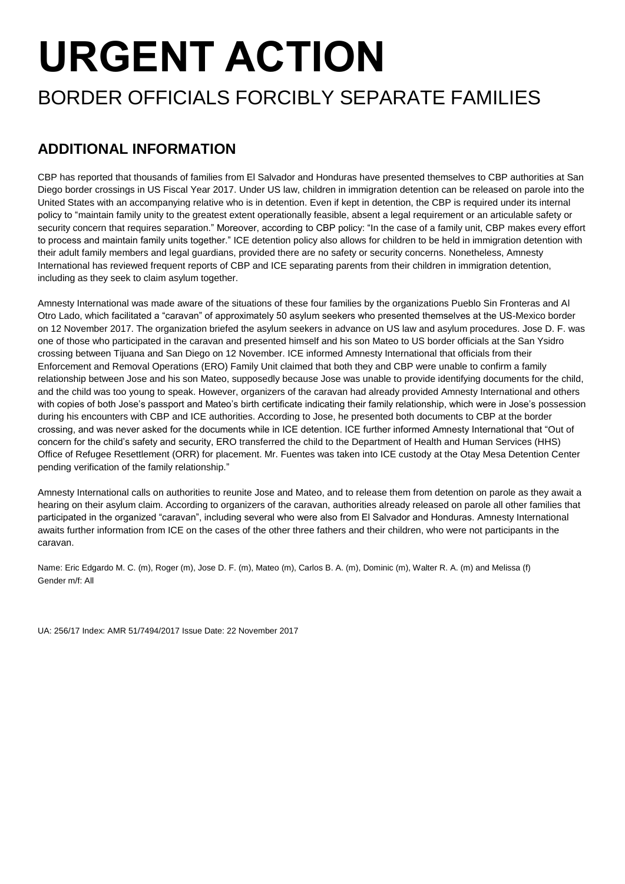# URGENT ACTION

## BORDER OFFICIALS FORCIBLY SEPARATE FAMILIES

### ADDITIONAL INFORMATION

CBP has reported that thousands of families from El Salvador and Honduras have presented themselves to CBP authorities at San Diego border crossings in US Fiscal Year 2017. Under US law, children in immigration detention can be released on parole into the United States with an accompanying relative who is in detention. Even if kept in detention, the CBP is required under its internal policy to "maintain family unity to the greatest extent operationally feasible, absent a legal requirement or an articulable safety or security concern that requires separation." Moreover, according to CBP policy: "In the case of a family unit, CBP makes every effort to process and maintain family units together." ICE detention policy also allows for children to be held in immigration detention with their adult family members and legal guardians, provided there are no safety or security concerns. Nonetheless, Amnesty International has reviewed frequent reports of CBP and ICE separating parents from their children in immigration detention, including as they seek to claim asylum together.

Amnesty International was made aware of the situations of these four families by the organizations Pueblo Sin Fronteras and Al Otro Lado, which facilitated a "caravan" of approximately 50 asylum seekers who presented themselves at the US-Mexico border on 12 November 2017. The organization briefed the asylum seekers in advance on US law and asylum procedures. Jose D. F. was one of those who participated in the caravan and presented himself and his son Mateo to US border officials at the San Ysidro crossing between Tijuana and San Diego on 12 November. ICE informed Amnesty International that officials from their Enforcement and Removal Operations (ERO) Family Unit claimed that both they and CBP were unable to confirm a family relationship between Jose and his son Mateo, supposedly because Jose was unable to provide identifying documents for the child, and the child was too young to speak. However, organizers of the caravan had already provided Amnesty International and others with copies of both Jose's passport and Mateo's birth certificate indicating their family relationship, which were in Jose's possession during his encounters with CBP and ICE authorities. According to Jose, he presented both documents to CBP at the border crossing, and was never asked for the documents while in ICE detention. ICE further informed Amnesty International that "Out of concern for the child's safety and security, ERO transferred the child to the Department of Health and Human Services (HHS) Office of Refugee Resettlement (ORR) for placement. Mr. Fuentes was taken into ICE custody at the Otay Mesa Detention Center pending verification of the family relationship."

Amnesty International calls on authorities to reunite Jose and Mateo, and to release them from detention on parole as they await a hearing on their asylum claim. According to organizers of the caravan, authorities already released on parole all other families that participated in the organized "caravan", including several who were also from El Salvador and Honduras. Amnesty International awaits further information from ICE on the cases of the other three fathers and their children, who were not participants in the caravan.

Name: Eric Edgardo M. C. (m), Roger (m), Jose D. F. (m), Mateo (m), Carlos B. A. (m), Dominic (m), Walter R. A. (m) and Melissa (f)
Gender m/f: All

UA: 256/17 Index: AMR 51/7494/2017 Issue Date: 22 November 2017